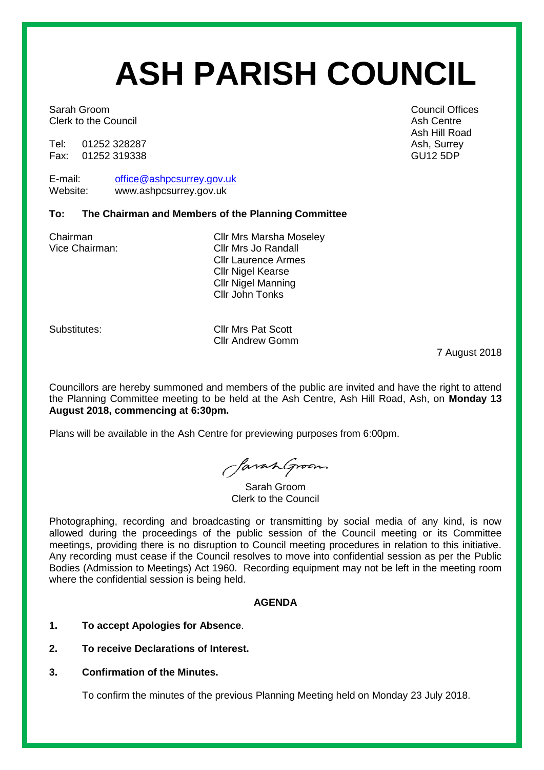# ASH PARISH COUNCIL

Sarah Groom
Clerk to the Council

Tel: 01252 328287
Fax: 01252 319338

E-mail: office@ashpcsurrey.gov.uk
Website: www.ashpcsurrey.gov.uk

Council Offices
Ash Centre
Ash Hill Road
Ash, Surrey
GU12 5DP

**To: The Chairman and Members of the Planning Committee**

Chairman: Cllr Mrs Marsha Moseley
Vice Chairman: Cllr Mrs Jo Randall
Cllr Laurence Armes
Cllr Nigel Kearse
Cllr Nigel Manning
Cllr John Tonks

Substitutes: Cllr Mrs Pat Scott
Cllr Andrew Gomm

7 August 2018

Councillors are hereby summoned and members of the public are invited and have the right to attend the Planning Committee meeting to be held at the Ash Centre, Ash Hill Road, Ash, on **Monday 13 August 2018, commencing at 6:30pm.**

Plans will be available in the Ash Centre for previewing purposes from 6:00pm.

Sarah Groom
Clerk to the Council

Photographing, recording and broadcasting or transmitting by social media of any kind, is now allowed during the proceedings of the public session of the Council meeting or its Committee meetings, providing there is no disruption to Council meeting procedures in relation to this initiative. Any recording must cease if the Council resolves to move into confidential session as per the Public Bodies (Admission to Meetings) Act 1960. Recording equipment may not be left in the meeting room where the confidential session is being held.

**AGENDA**

1. **To accept Apologies for Absence**.

2. **To receive Declarations of Interest.**

3. **Confirmation of the Minutes.**

   To confirm the minutes of the previous Planning Meeting held on Monday 23 July 2018.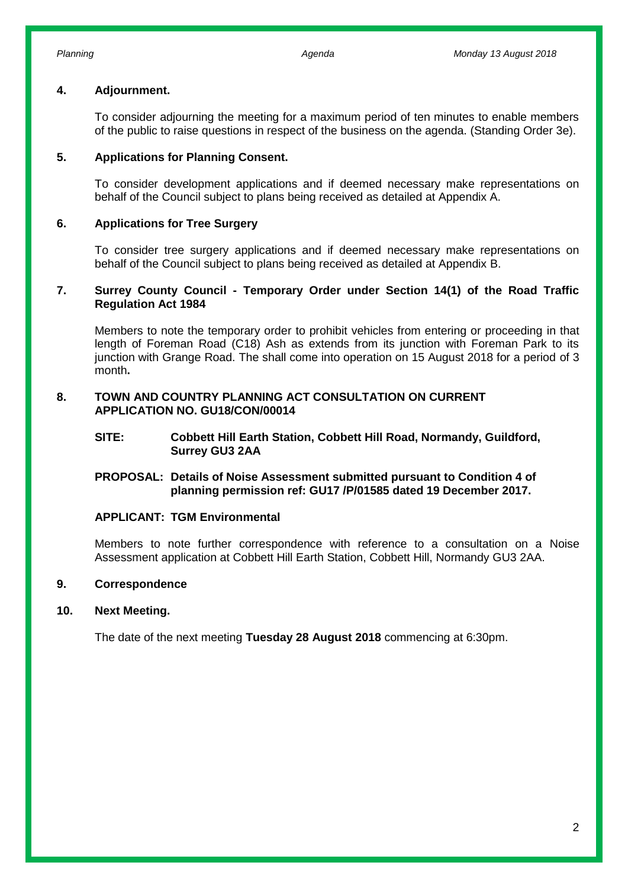## 4. Adjournment.

To consider adjourning the meeting for a maximum period of ten minutes to enable members of the public to raise questions in respect of the business on the agenda. (Standing Order 3e).

## 5. Applications for Planning Consent.

To consider development applications and if deemed necessary make representations on behalf of the Council subject to plans being received as detailed at Appendix A.

## 6. Applications for Tree Surgery

To consider tree surgery applications and if deemed necessary make representations on behalf of the Council subject to plans being received as detailed at Appendix B.

## 7. Surrey County Council - Temporary Order under Section 14(1) of the Road Traffic Regulation Act 1984

Members to note the temporary order to prohibit vehicles from entering or proceeding in that length of Foreman Road (C18) Ash as extends from its junction with Foreman Park to its junction with Grange Road. The shall come into operation on 15 August 2018 for a period of 3 month**.**

## 8. TOWN AND COUNTRY PLANNING ACT CONSULTATION ON CURRENT APPLICATION NO. GU18/CON/00014

**SITE:** **Cobbett Hill Earth Station, Cobbett Hill Road, Normandy, Guildford, Surrey GU3 2AA**

**PROPOSAL:** **Details of Noise Assessment submitted pursuant to Condition 4 of planning permission ref: GU17 /P/01585 dated 19 December 2017.**

**APPLICANT:** **TGM Environmental**

Members to note further correspondence with reference to a consultation on a Noise Assessment application at Cobbett Hill Earth Station, Cobbett Hill, Normandy GU3 2AA.

## 9. Correspondence

## 10. Next Meeting.

The date of the next meeting **Tuesday 28 August 2018** commencing at 6:30pm.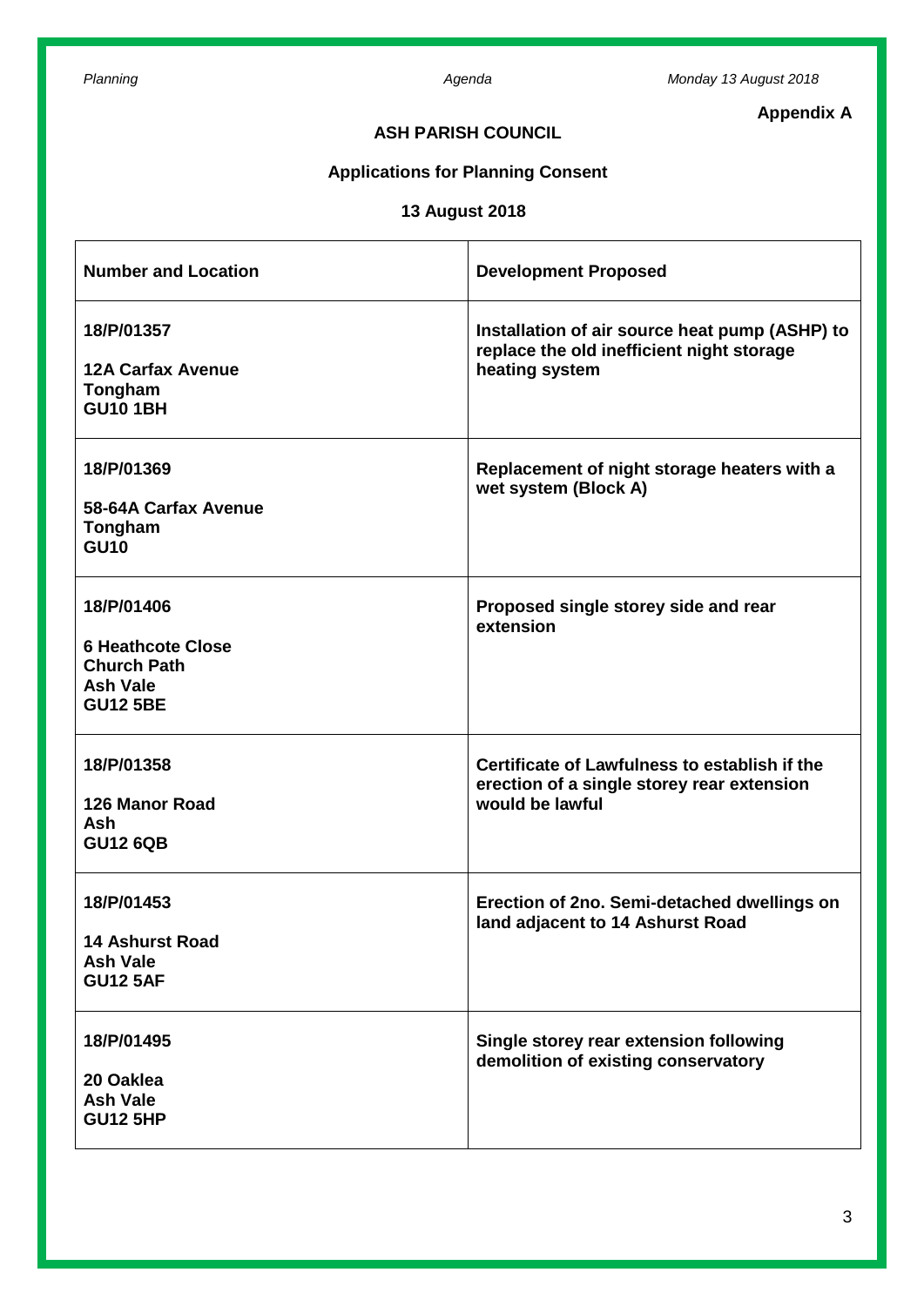**Appendix A**

## ASH PARISH COUNCIL

### Applications for Planning Consent

### 13 August 2018

| Number and Location | Development Proposed |
|---|---|
| **18/P/01357**<br><br>**12A Carfax Avenue**<br>**Tongham**<br>**GU10 1BH** | **Installation of air source heat pump (ASHP) to replace the old inefficient night storage heating system** |
| **18/P/01369**<br><br>**58-64A Carfax Avenue**<br>**Tongham**<br>**GU10** | **Replacement of night storage heaters with a wet system (Block A)** |
| **18/P/01406**<br><br>**6 Heathcote Close**<br>**Church Path**<br>**Ash Vale**<br>**GU12 5BE** | **Proposed single storey side and rear extension** |
| **18/P/01358**<br><br>**126 Manor Road**<br>**Ash**<br>**GU12 6QB** | **Certificate of Lawfulness to establish if the erection of a single storey rear extension would be lawful** |
| **18/P/01453**<br><br>**14 Ashurst Road**<br>**Ash Vale**<br>**GU12 5AF** | **Erection of 2no. Semi-detached dwellings on land adjacent to 14 Ashurst Road** |
| **18/P/01495**<br><br>**20 Oaklea**<br>**Ash Vale**<br>**GU12 5HP** | **Single storey rear extension following demolition of existing conservatory** |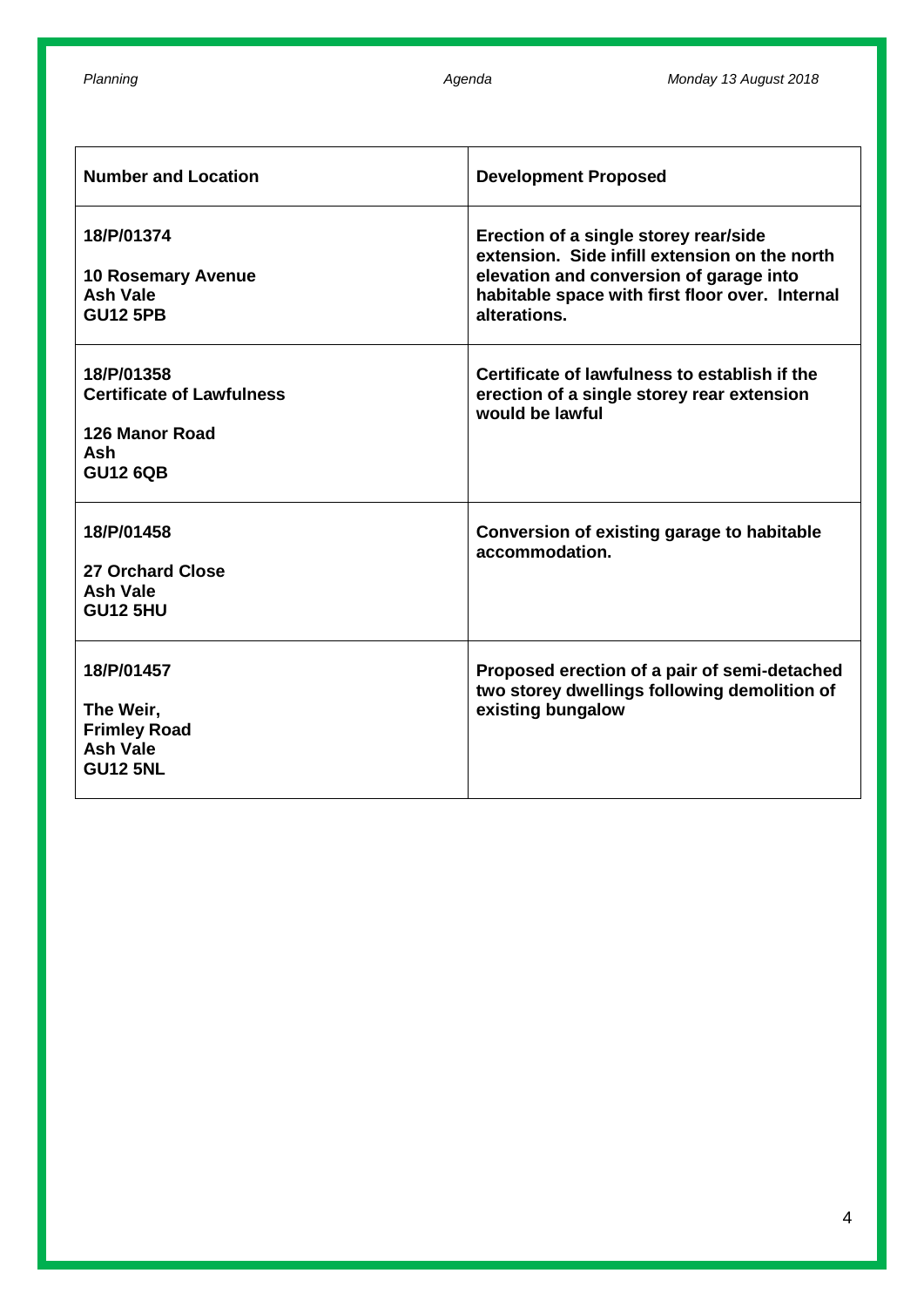| Number and Location | Development Proposed |
|---|---|
| **18/P/01374**<br><br>**10 Rosemary Avenue**<br>**Ash Vale**<br>**GU12 5PB** | **Erection of a single storey rear/side extension. Side infill extension on the north elevation and conversion of garage into habitable space with first floor over. Internal alterations.** |
| **18/P/01358**<br>**Certificate of Lawfulness**<br><br>**126 Manor Road**<br>**Ash**<br>**GU12 6QB** | **Certificate of lawfulness to establish if the erection of a single storey rear extension would be lawful** |
| **18/P/01458**<br><br>**27 Orchard Close**<br>**Ash Vale**<br>**GU12 5HU** | **Conversion of existing garage to habitable accommodation.** |
| **18/P/01457**<br><br>**The Weir,**<br>**Frimley Road**<br>**Ash Vale**<br>**GU12 5NL** | **Proposed erection of a pair of semi-detached two storey dwellings following demolition of existing bungalow** |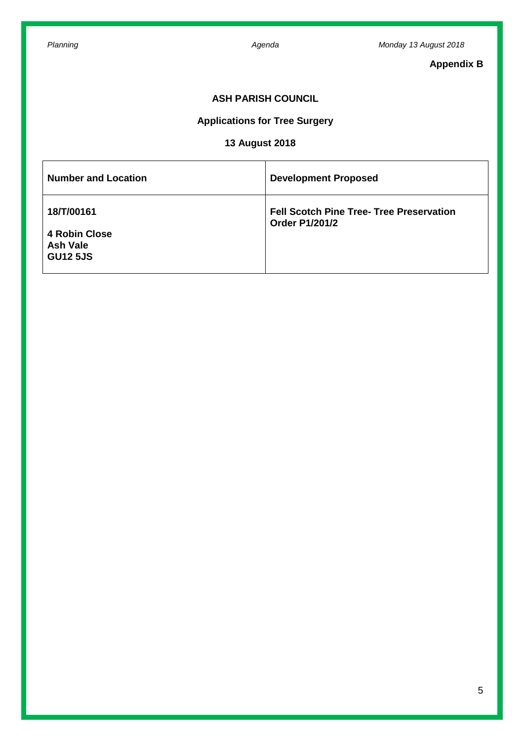**Appendix B**

**ASH PARISH COUNCIL**

**Applications for Tree Surgery**

**13 August 2018**

| Number and Location | Development Proposed |
|---|---|
| **18/T/00161**<br><br>**4 Robin Close**<br>**Ash Vale**<br>**GU12 5JS** | **Fell Scotch Pine Tree- Tree Preservation Order P1/201/2** |